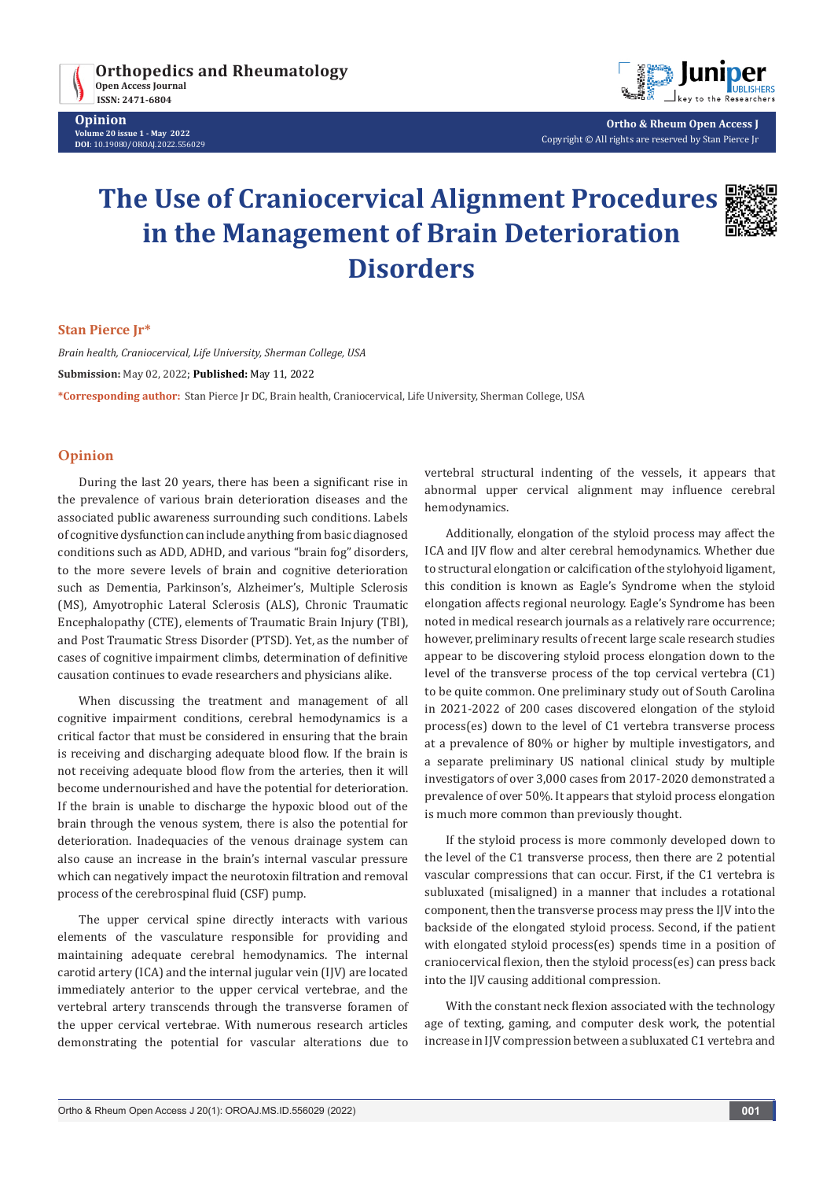# The Use of Craniocervical Alignment Procedures in the Management of Brain Deterioration Disorders

**Stan Pierce Jr***

*Brain health, Craniocervical, Life University, Sherman College, USA*

**Submission:** May 02, 2022; **Published:** May 11, 2022

***Corresponding author:** Stan Pierce Jr DC, Brain health, Craniocervical, Life University, Sherman College, USA

## Opinion

During the last 20 years, there has been a significant rise in the prevalence of various brain deterioration diseases and the associated public awareness surrounding such conditions. Labels of cognitive dysfunction can include anything from basic diagnosed conditions such as ADD, ADHD, and various "brain fog" disorders, to the more severe levels of brain and cognitive deterioration such as Dementia, Parkinson's, Alzheimer's, Multiple Sclerosis (MS), Amyotrophic Lateral Sclerosis (ALS), Chronic Traumatic Encephalopathy (CTE), elements of Traumatic Brain Injury (TBI), and Post Traumatic Stress Disorder (PTSD). Yet, as the number of cases of cognitive impairment climbs, determination of definitive causation continues to evade researchers and physicians alike.

When discussing the treatment and management of all cognitive impairment conditions, cerebral hemodynamics is a critical factor that must be considered in ensuring that the brain is receiving and discharging adequate blood flow. If the brain is not receiving adequate blood flow from the arteries, then it will become undernourished and have the potential for deterioration. If the brain is unable to discharge the hypoxic blood out of the brain through the venous system, there is also the potential for deterioration. Inadequacies of the venous drainage system can also cause an increase in the brain's internal vascular pressure which can negatively impact the neurotoxin filtration and removal process of the cerebrospinal fluid (CSF) pump.

The upper cervical spine directly interacts with various elements of the vasculature responsible for providing and maintaining adequate cerebral hemodynamics. The internal carotid artery (ICA) and the internal jugular vein (IJV) are located immediately anterior to the upper cervical vertebrae, and the vertebral artery transcends through the transverse foramen of the upper cervical vertebrae. With numerous research articles demonstrating the potential for vascular alterations due to vertebral structural indenting of the vessels, it appears that abnormal upper cervical alignment may influence cerebral hemodynamics.

Additionally, elongation of the styloid process may affect the ICA and IJV flow and alter cerebral hemodynamics. Whether due to structural elongation or calcification of the stylohyoid ligament, this condition is known as Eagle's Syndrome when the styloid elongation affects regional neurology. Eagle's Syndrome has been noted in medical research journals as a relatively rare occurrence; however, preliminary results of recent large scale research studies appear to be discovering styloid process elongation down to the level of the transverse process of the top cervical vertebra (C1) to be quite common. One preliminary study out of South Carolina in 2021-2022 of 200 cases discovered elongation of the styloid process(es) down to the level of C1 vertebra transverse process at a prevalence of 80% or higher by multiple investigators, and a separate preliminary US national clinical study by multiple investigators of over 3,000 cases from 2017-2020 demonstrated a prevalence of over 50%. It appears that styloid process elongation is much more common than previously thought.

If the styloid process is more commonly developed down to the level of the C1 transverse process, then there are 2 potential vascular compressions that can occur. First, if the C1 vertebra is subluxated (misaligned) in a manner that includes a rotational component, then the transverse process may press the IJV into the backside of the elongated styloid process. Second, if the patient with elongated styloid process(es) spends time in a position of craniocervical flexion, then the styloid process(es) can press back into the IJV causing additional compression.

With the constant neck flexion associated with the technology age of texting, gaming, and computer desk work, the potential increase in IJV compression between a subluxated C1 vertebra and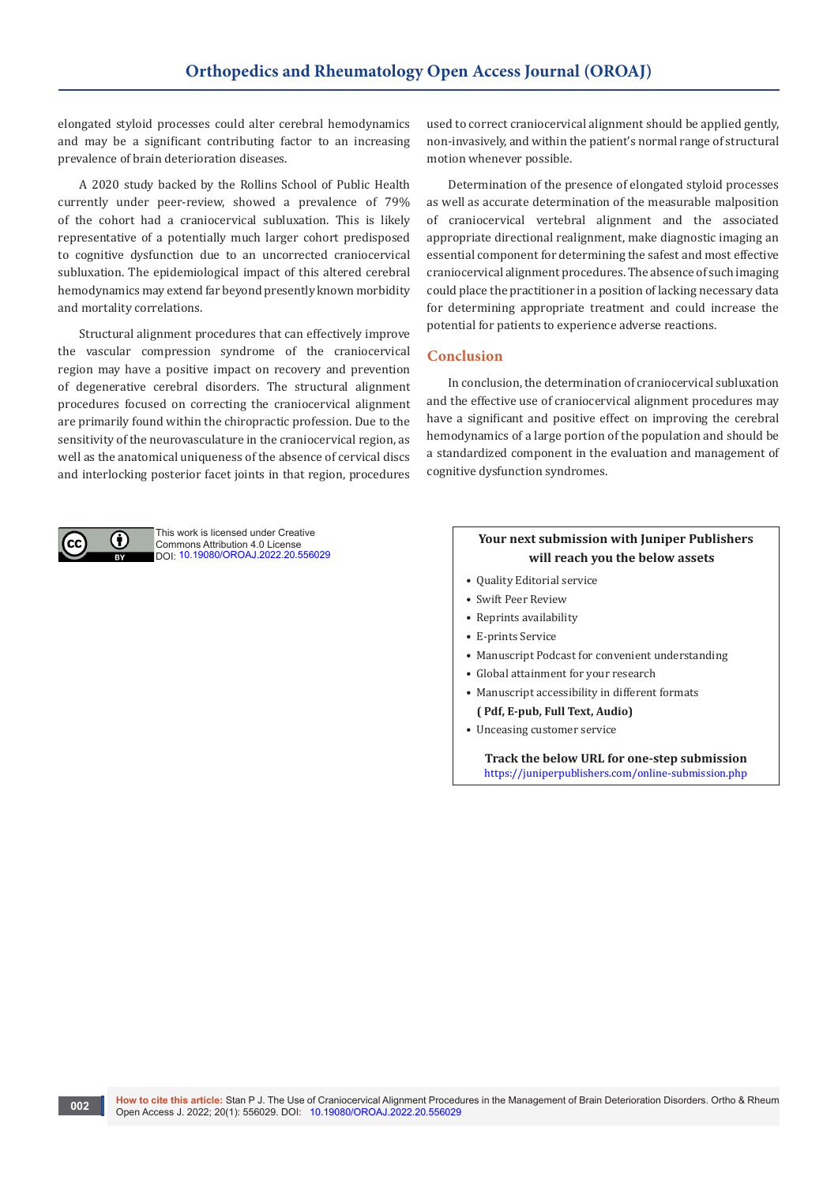elongated styloid processes could alter cerebral hemodynamics and may be a significant contributing factor to an increasing prevalence of brain deterioration diseases.

A 2020 study backed by the Rollins School of Public Health currently under peer-review, showed a prevalence of 79% of the cohort had a craniocervical subluxation. This is likely representative of a potentially much larger cohort predisposed to cognitive dysfunction due to an uncorrected craniocervical subluxation. The epidemiological impact of this altered cerebral hemodynamics may extend far beyond presently known morbidity and mortality correlations.

Structural alignment procedures that can effectively improve the vascular compression syndrome of the craniocervical region may have a positive impact on recovery and prevention of degenerative cerebral disorders. The structural alignment procedures focused on correcting the craniocervical alignment are primarily found within the chiropractic profession. Due to the sensitivity of the neurovasculature in the craniocervical region, as well as the anatomical uniqueness of the absence of cervical discs and interlocking posterior facet joints in that region, procedures used to correct craniocervical alignment should be applied gently, non-invasively, and within the patient's normal range of structural motion whenever possible.

Determination of the presence of elongated styloid processes as well as accurate determination of the measurable malposition of craniocervical vertebral alignment and the associated appropriate directional realignment, make diagnostic imaging an essential component for determining the safest and most effective craniocervical alignment procedures. The absence of such imaging could place the practitioner in a position of lacking necessary data for determining appropriate treatment and could increase the potential for patients to experience adverse reactions.

## Conclusion

In conclusion, the determination of craniocervical subluxation and the effective use of craniocervical alignment procedures may have a significant and positive effect on improving the cerebral hemodynamics of a large portion of the population and should be a standardized component in the evaluation and management of cognitive dysfunction syndromes.

This work is licensed under Creative Commons Attribution 4.0 License
DOI: 10.19080/OROAJ.2022.20.556029

**Your next submission with Juniper Publishers will reach you the below assets**

- Quality Editorial service
- Swift Peer Review
- Reprints availability
- E-prints Service
- Manuscript Podcast for convenient understanding
- Global attainment for your research
- Manuscript accessibility in different formats
  **( Pdf, E-pub, Full Text, Audio)**
- Unceasing customer service

**Track the below URL for one-step submission**
https://juniperpublishers.com/online-submission.php

**How to cite this article:** Stan P J. The Use of Craniocervical Alignment Procedures in the Management of Brain Deterioration Disorders. Ortho & Rheum Open Access J. 2022; 20(1): 556029. DOI: 10.19080/OROAJ.2022.20.556029